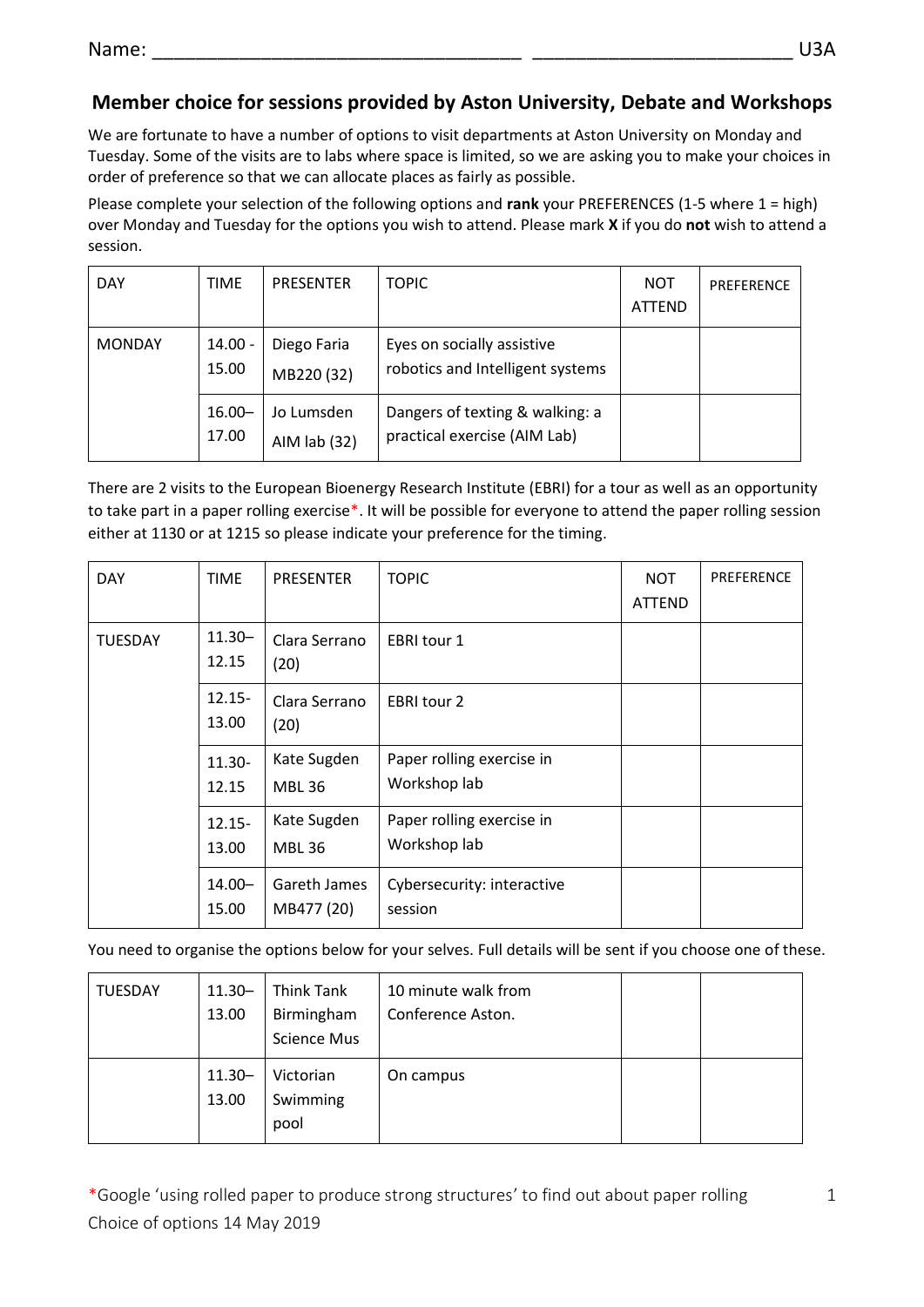Name: _________________________________ ______________________ U3A

## Member choice for sessions provided by Aston University, Debate and Workshops

We are fortunate to have a number of options to visit departments at Aston University on Monday and Tuesday. Some of the visits are to labs where space is limited, so we are asking you to make your choices in order of preference so that we can allocate places as fairly as possible.

Please complete your selection of the following options and **rank** your PREFERENCES (1-5 where 1 = high) over Monday and Tuesday for the options you wish to attend. Please mark **X** if you do **not** wish to attend a session.

| DAY | TIME | PRESENTER | TOPIC | NOT ATTEND | PREFERENCE |
|---|---|---|---|---|---|
| MONDAY | 14.00 - 15.00 | Diego Faria MB220 (32) | Eyes on socially assistive robotics and Intelligent systems | | |
| | 16.00–17.00 | Jo Lumsden AIM lab (32) | Dangers of texting & walking: a practical exercise (AIM Lab) | | |

There are 2 visits to the European Bioenergy Research Institute (EBRI) for a tour as well as an opportunity to take part in a paper rolling exercise*. It will be possible for everyone to attend the paper rolling session either at 1130 or at 1215 so please indicate your preference for the timing.

| DAY | TIME | PRESENTER | TOPIC | NOT ATTEND | PREFERENCE |
|---|---|---|---|---|---|
| TUESDAY | 11.30–12.15 | Clara Serrano (20) | EBRI tour 1 | | |
| | 12.15-13.00 | Clara Serrano (20) | EBRI tour 2 | | |
| | 11.30-12.15 | Kate Sugden MBL 36 | Paper rolling exercise in Workshop lab | | |
| | 12.15-13.00 | Kate Sugden MBL 36 | Paper rolling exercise in Workshop lab | | |
| | 14.00–15.00 | Gareth James MB477 (20) | Cybersecurity: interactive session | | |

You need to organise the options below for your selves. Full details will be sent if you choose one of these.

| | | | | | |
|---|---|---|---|---|---|
| TUESDAY | 11.30–13.00 | Think Tank Birmingham Science Mus | 10 minute walk from Conference Aston. | | |
| | 11.30–13.00 | Victorian Swimming pool | On campus | | |

*Google 'using rolled paper to produce strong structures' to find out about paper rolling

Choice of options 14 May 2019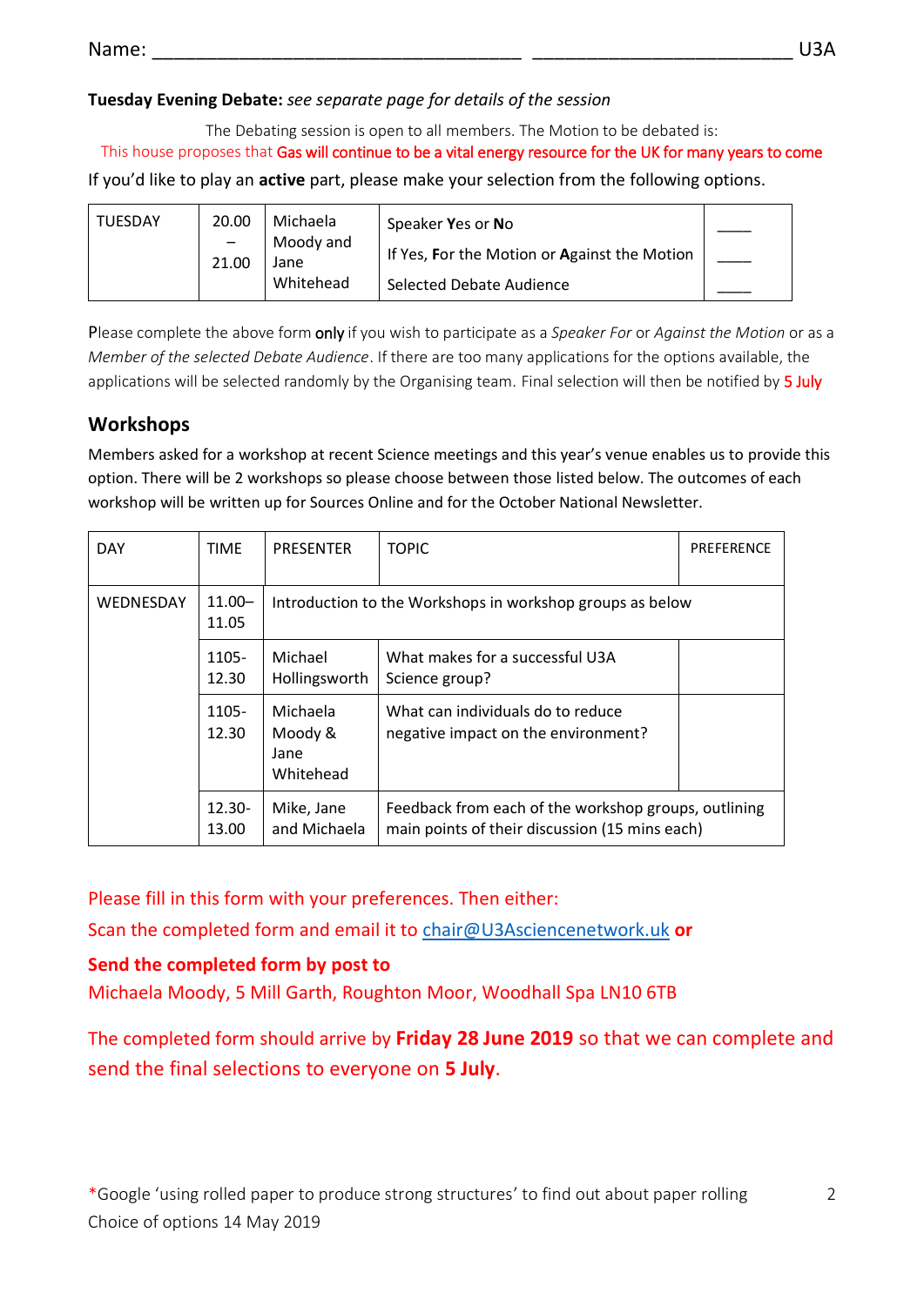Name: \_\_\_\_\_\_\_\_\_\_\_\_\_\_\_\_\_\_\_\_\_\_\_\_\_\_\_\_\_\_\_\_\_\_ \_\_\_\_\_\_\_\_\_\_\_\_\_\_\_\_\_\_\_\_\_\_\_\_ U3A

**Tuesday Evening Debate:** *see separate page for details of the session*

The Debating session is open to all members. The Motion to be debated is:

This house proposes that Gas will continue to be a vital energy resource for the UK for many years to come

If you'd like to play an **active** part, please make your selection from the following options.

| | | | | |
|---|---|---|---|---|
| TUESDAY | 20.00 – 21.00 | Michaela Moody and Jane Whitehead | Speaker **Y**es or **N**o<br>If Yes, **F**or the Motion or **A**gainst the Motion<br>Selected Debate Audience | \_\_\_\_<br>\_\_\_\_<br>\_\_\_\_ |

Please complete the above form **only** if you wish to participate as a *Speaker For* or *Against the Motion* or as a *Member of the selected Debate Audience*. If there are too many applications for the options available, the applications will be selected randomly by the Organising team. Final selection will then be notified by 5 July

## Workshops

Members asked for a workshop at recent Science meetings and this year's venue enables us to provide this option. There will be 2 workshops so please choose between those listed below. The outcomes of each workshop will be written up for Sources Online and for the October National Newsletter.

| DAY | TIME | PRESENTER | TOPIC | PREFERENCE |
|---|---|---|---|---|
| WEDNESDAY | 11.00–11.05 | Introduction to the Workshops in workshop groups as below | | |
| | 1105-12.30 | Michael Hollingsworth | What makes for a successful U3A Science group? | |
| | 1105-12.30 | Michaela Moody & Jane Whitehead | What can individuals do to reduce negative impact on the environment? | |
| | 12.30-13.00 | Mike, Jane and Michaela | Feedback from each of the workshop groups, outlining main points of their discussion (15 mins each) | |

Please fill in this form with your preferences. Then either:

Scan the completed form and email it to chair@U3Asciencenetwork.uk **or**

**Send the completed form by post to**

Michaela Moody, 5 Mill Garth, Roughton Moor, Woodhall Spa LN10 6TB

The completed form should arrive by **Friday 28 June 2019** so that we can complete and send the final selections to everyone on **5 July**.

*Google 'using rolled paper to produce strong structures' to find out about paper rolling

Choice of options 14 May 2019